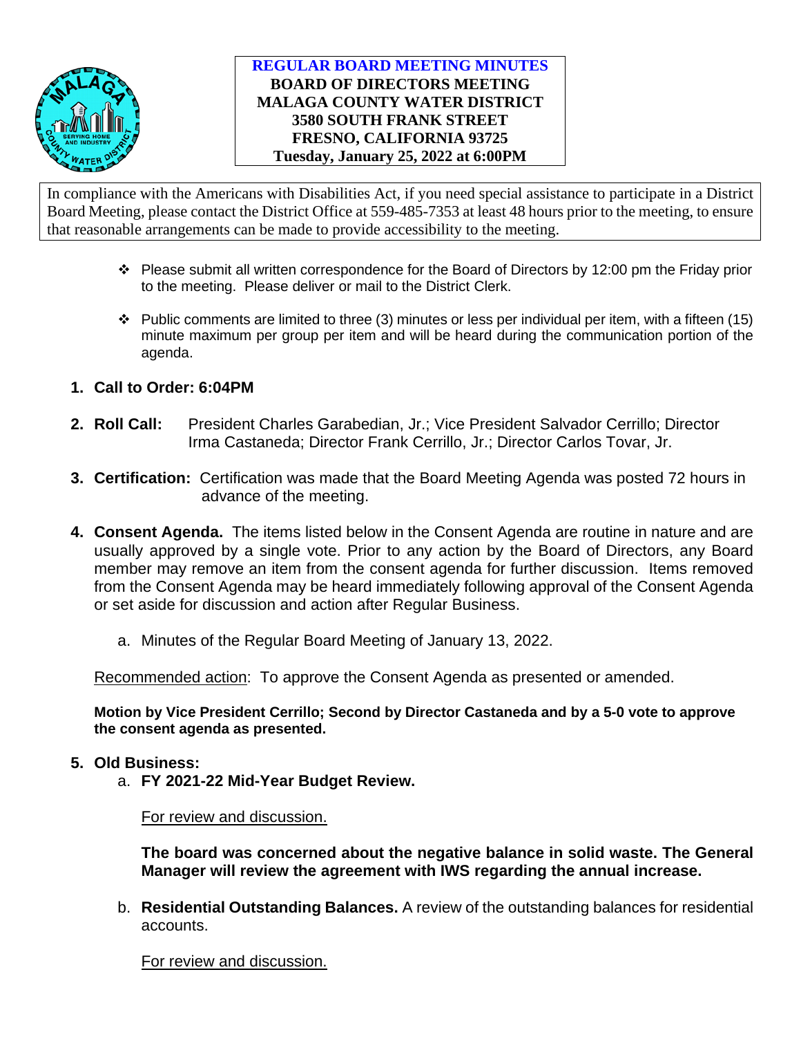# REGULAR BOARD MEETING MINUTES

**BOARD OF DIRECTORS MEETING**
**MALAGA COUNTY WATER DISTRICT**
**3580 SOUTH FRANK STREET**
**FRESNO, CALIFORNIA 93725**
**Tuesday, January 25, 2022 at 6:00PM**

In compliance with the Americans with Disabilities Act, if you need special assistance to participate in a District Board Meeting, please contact the District Office at 559-485-7353 at least 48 hours prior to the meeting, to ensure that reasonable arrangements can be made to provide accessibility to the meeting.

- Please submit all written correspondence for the Board of Directors by 12:00 pm the Friday prior to the meeting. Please deliver or mail to the District Clerk.
- Public comments are limited to three (3) minutes or less per individual per item, with a fifteen (15) minute maximum per group per item and will be heard during the communication portion of the agenda.

1. **Call to Order: 6:04PM**

2. **Roll Call:** President Charles Garabedian, Jr.; Vice President Salvador Cerrillo; Director Irma Castaneda; Director Frank Cerrillo, Jr.; Director Carlos Tovar, Jr.

3. **Certification:** Certification was made that the Board Meeting Agenda was posted 72 hours in advance of the meeting.

4. **Consent Agenda.** The items listed below in the Consent Agenda are routine in nature and are usually approved by a single vote. Prior to any action by the Board of Directors, any Board member may remove an item from the consent agenda for further discussion. Items removed from the Consent Agenda may be heard immediately following approval of the Consent Agenda or set aside for discussion and action after Regular Business.

   a. Minutes of the Regular Board Meeting of January 13, 2022.

   Recommended action: To approve the Consent Agenda as presented or amended.

   **Motion by Vice President Cerrillo; Second by Director Castaneda and by a 5-0 vote to approve the consent agenda as presented.**

5. **Old Business:**

   a. **FY 2021-22 Mid-Year Budget Review.**

   For review and discussion.

   **The board was concerned about the negative balance in solid waste. The General Manager will review the agreement with IWS regarding the annual increase.**

   b. **Residential Outstanding Balances.** A review of the outstanding balances for residential accounts.

   For review and discussion.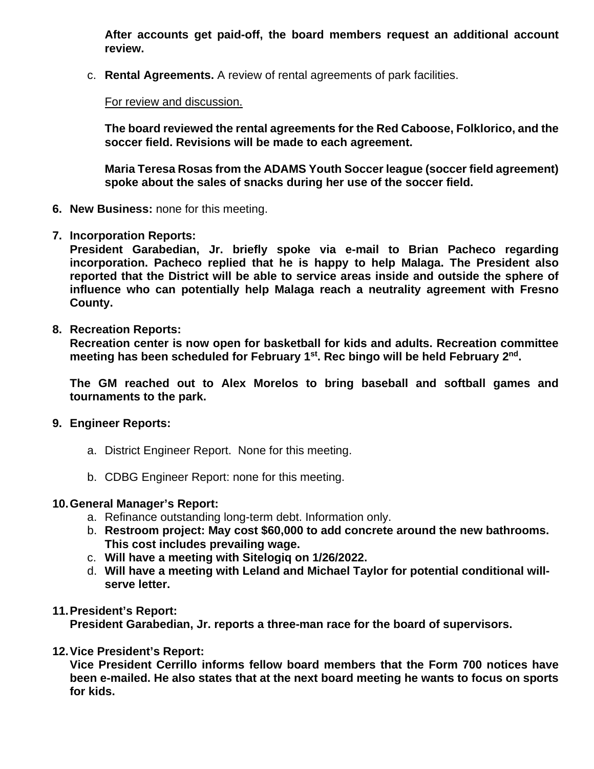**After accounts get paid-off, the board members request an additional account review.**

c. **Rental Agreements.** A review of rental agreements of park facilities.

   For review and discussion.

   **The board reviewed the rental agreements for the Red Caboose, Folklorico, and the soccer field. Revisions will be made to each agreement.**

   **Maria Teresa Rosas from the ADAMS Youth Soccer league (soccer field agreement) spoke about the sales of snacks during her use of the soccer field.**

6. **New Business:** none for this meeting.

7. **Incorporation Reports:**
   **President Garabedian, Jr. briefly spoke via e-mail to Brian Pacheco regarding incorporation. Pacheco replied that he is happy to help Malaga. The President also reported that the District will be able to service areas inside and outside the sphere of influence who can potentially help Malaga reach a neutrality agreement with Fresno County.**

8. **Recreation Reports:**
   **Recreation center is now open for basketball for kids and adults. Recreation committee meeting has been scheduled for February 1st. Rec bingo will be held February 2nd.**

   **The GM reached out to Alex Morelos to bring baseball and softball games and tournaments to the park.**

9. **Engineer Reports:**

   a. District Engineer Report. None for this meeting.

   b. CDBG Engineer Report: none for this meeting.

10. **General Manager's Report:**
    a. Refinance outstanding long-term debt. Information only.
    b. **Restroom project: May cost $60,000 to add concrete around the new bathrooms. This cost includes prevailing wage.**
    c. **Will have a meeting with Sitelogiq on 1/26/2022.**
    d. **Will have a meeting with Leland and Michael Taylor for potential conditional will-serve letter.**

11. **President's Report:**
    **President Garabedian, Jr. reports a three-man race for the board of supervisors.**

12. **Vice President's Report:**
    **Vice President Cerrillo informs fellow board members that the Form 700 notices have been e-mailed. He also states that at the next board meeting he wants to focus on sports for kids.**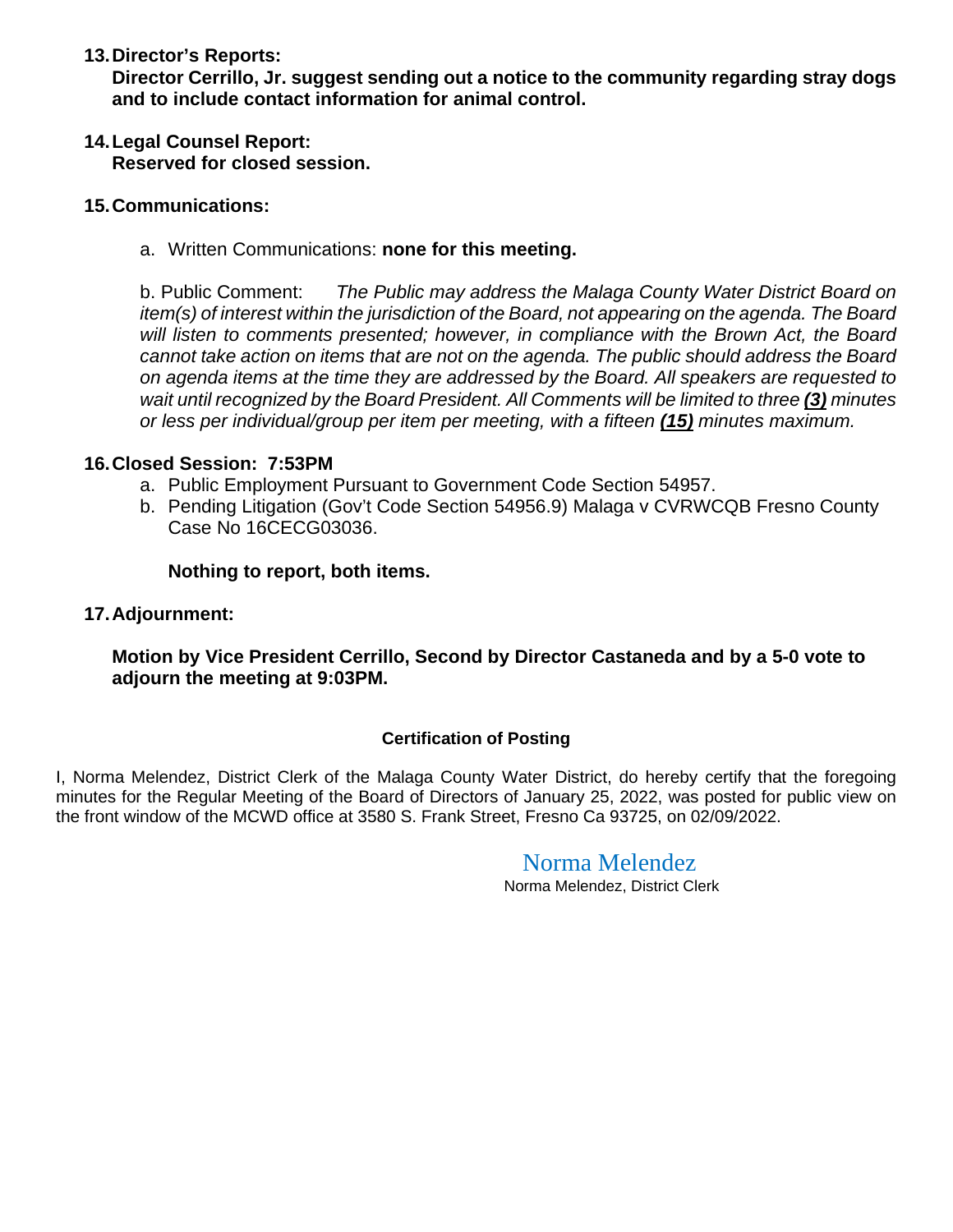13. **Director's Reports:**
    **Director Cerrillo, Jr. suggest sending out a notice to the community regarding stray dogs and to include contact information for animal control.**

14. **Legal Counsel Report:**
    **Reserved for closed session.**

15. **Communications:**

    a. Written Communications: **none for this meeting.**

    b. Public Comment: *The Public may address the Malaga County Water District Board on item(s) of interest within the jurisdiction of the Board, not appearing on the agenda. The Board will listen to comments presented; however, in compliance with the Brown Act, the Board cannot take action on items that are not on the agenda. The public should address the Board on agenda items at the time they are addressed by the Board. All speakers are requested to wait until recognized by the Board President. All Comments will be limited to three **(3)** minutes or less per individual/group per item per meeting, with a fifteen **(15)** minutes maximum.*

16. **Closed Session: 7:53PM**
    a. Public Employment Pursuant to Government Code Section 54957.
    b. Pending Litigation (Gov't Code Section 54956.9) Malaga v CVRWCQB Fresno County Case No 16CECG03036.

    **Nothing to report, both items.**

17. **Adjournment:**

    **Motion by Vice President Cerrillo, Second by Director Castaneda and by a 5-0 vote to adjourn the meeting at 9:03PM.**

**Certification of Posting**

I, Norma Melendez, District Clerk of the Malaga County Water District, do hereby certify that the foregoing minutes for the Regular Meeting of the Board of Directors of January 25, 2022, was posted for public view on the front window of the MCWD office at 3580 S. Frank Street, Fresno Ca 93725, on 02/09/2022.

Norma Melendez
Norma Melendez, District Clerk